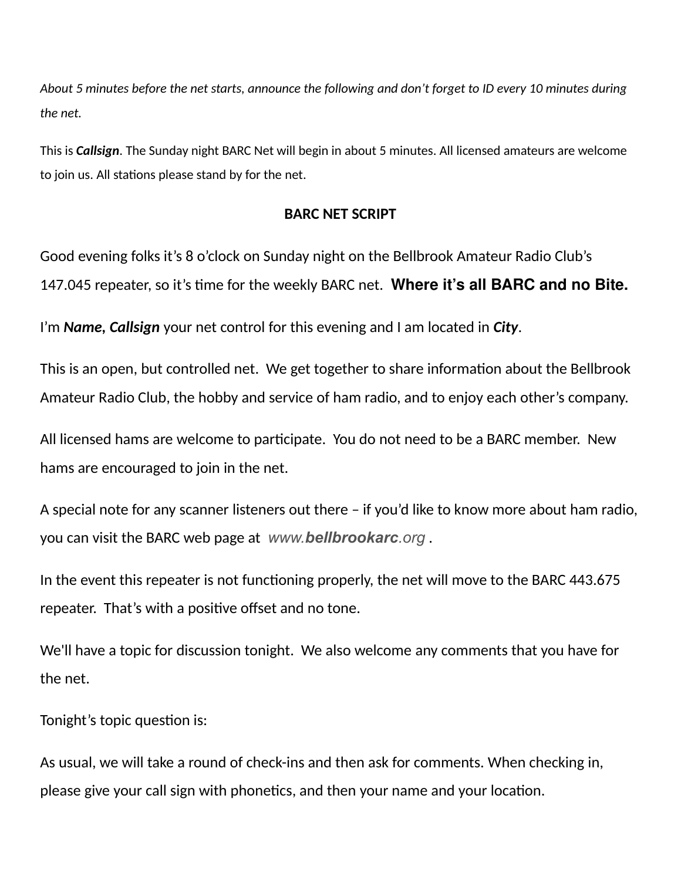*About 5 minutes before the net starts, announce the following and don't forget to ID every 10 minutes during the net.*

This is ***Callsign***. The Sunday night BARC Net will begin in about 5 minutes. All licensed amateurs are welcome to join us. All stations please stand by for the net.

## BARC NET SCRIPT

Good evening folks it's 8 o'clock on Sunday night on the Bellbrook Amateur Radio Club's 147.045 repeater, so it's time for the weekly BARC net. **Where it's all BARC and no Bite.**

I'm ***Name, Callsign*** your net control for this evening and I am located in ***City***.

This is an open, but controlled net. We get together to share information about the Bellbrook Amateur Radio Club, the hobby and service of ham radio, and to enjoy each other's company.

All licensed hams are welcome to participate. You do not need to be a BARC member. New hams are encouraged to join in the net.

A special note for any scanner listeners out there – if you'd like to know more about ham radio, you can visit the BARC web page at *www.**bellbrookarc**.org* .

In the event this repeater is not functioning properly, the net will move to the BARC 443.675 repeater. That's with a positive offset and no tone.

We'll have a topic for discussion tonight. We also welcome any comments that you have for the net.

Tonight's topic question is:

As usual, we will take a round of check-ins and then ask for comments. When checking in, please give your call sign with phonetics, and then your name and your location.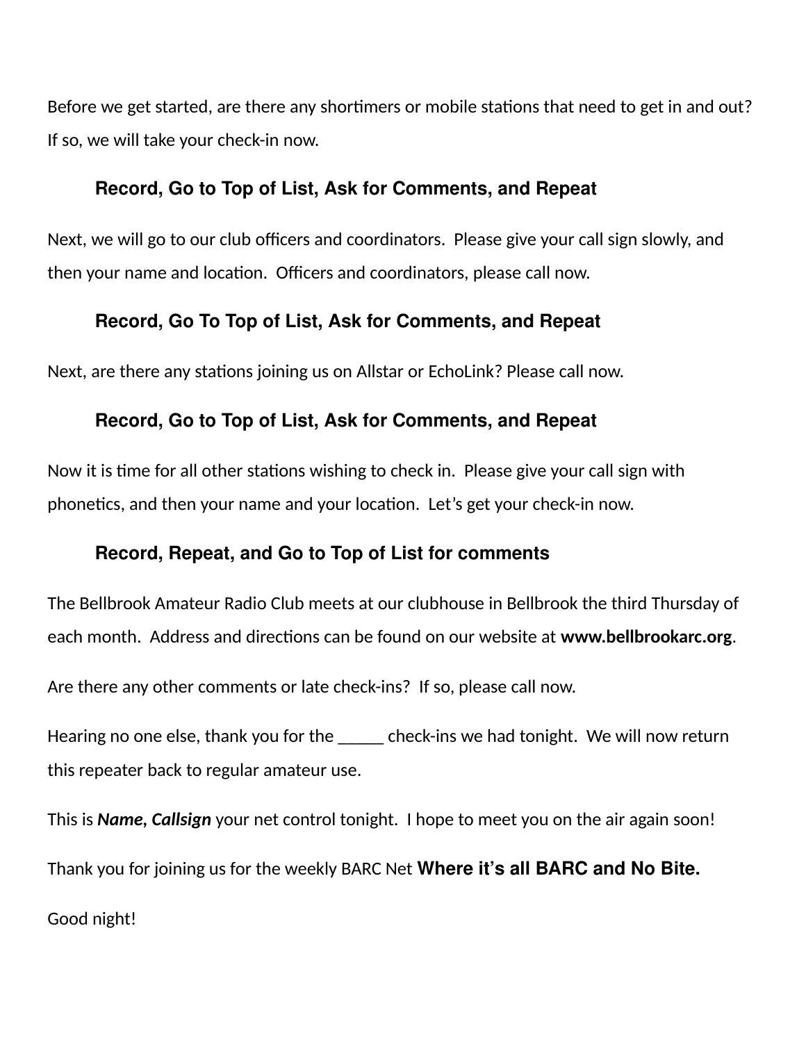Before we get started, are there any shortimers or mobile stations that need to get in and out? If so, we will take your check-in now.

**Record, Go to Top of List, Ask for Comments, and Repeat**

Next, we will go to our club officers and coordinators. Please give your call sign slowly, and then your name and location. Officers and coordinators, please call now.

**Record, Go To Top of List, Ask for Comments, and Repeat**

Next, are there any stations joining us on Allstar or EchoLink? Please call now.

**Record, Go to Top of List, Ask for Comments, and Repeat**

Now it is time for all other stations wishing to check in. Please give your call sign with phonetics, and then your name and your location. Let's get your check-in now.

**Record, Repeat, and Go to Top of List for comments**

The Bellbrook Amateur Radio Club meets at our clubhouse in Bellbrook the third Thursday of each month. Address and directions can be found on our website at **www.bellbrookarc.org**.

Are there any other comments or late check-ins? If so, please call now.

Hearing no one else, thank you for the _____ check-ins we had tonight. We will now return this repeater back to regular amateur use.

This is ***Name, Callsign*** your net control tonight. I hope to meet you on the air again soon!

Thank you for joining us for the weekly BARC Net **Where it's all BARC and No Bite.**

Good night!